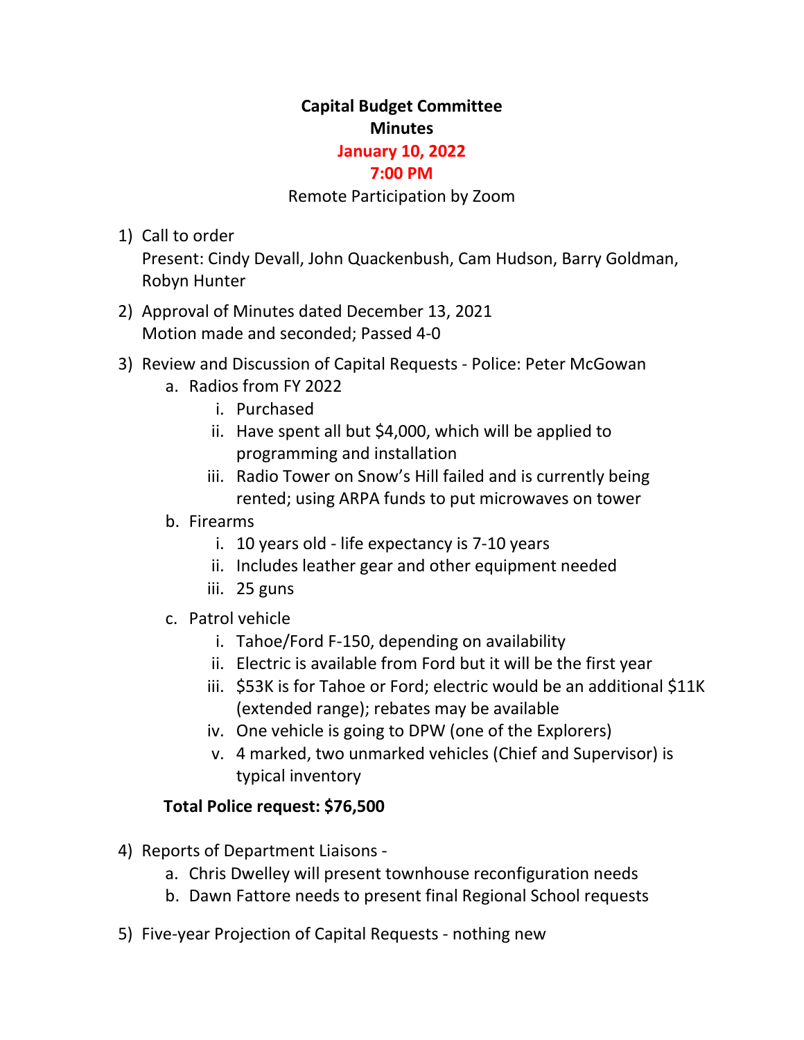**Capital Budget Committee**
**Minutes**
**January 10, 2022**
**7:00 PM**
Remote Participation by Zoom

1) Call to order
   Present: Cindy Devall, John Quackenbush, Cam Hudson, Barry Goldman, Robyn Hunter

2) Approval of Minutes dated December 13, 2021
   Motion made and seconded; Passed 4-0

3) Review and Discussion of Capital Requests - Police: Peter McGowan
   a. Radios from FY 2022
      i. Purchased
      ii. Have spent all but $4,000, which will be applied to programming and installation
      iii. Radio Tower on Snow's Hill failed and is currently being rented; using ARPA funds to put microwaves on tower
   b. Firearms
      i. 10 years old - life expectancy is 7-10 years
      ii. Includes leather gear and other equipment needed
      iii. 25 guns
   c. Patrol vehicle
      i. Tahoe/Ford F-150, depending on availability
      ii. Electric is available from Ford but it will be the first year
      iii. $53K is for Tahoe or Ford; electric would be an additional $11K (extended range); rebates may be available
      iv. One vehicle is going to DPW (one of the Explorers)
      v. 4 marked, two unmarked vehicles (Chief and Supervisor) is typical inventory

   **Total Police request: $76,500**

4) Reports of Department Liaisons -
   a. Chris Dwelley will present townhouse reconfiguration needs
   b. Dawn Fattore needs to present final Regional School requests

5) Five-year Projection of Capital Requests - nothing new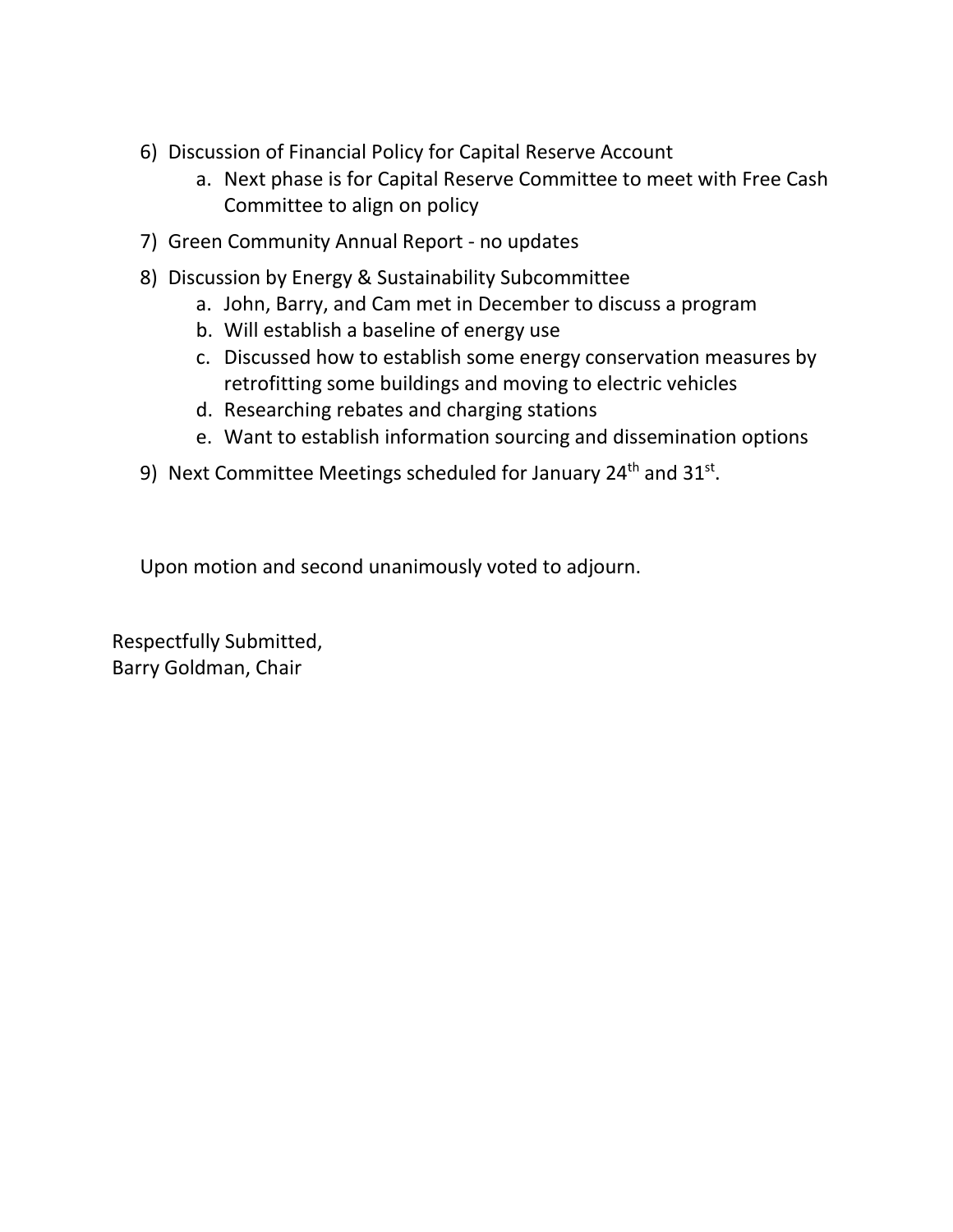6) Discussion of Financial Policy for Capital Reserve Account
    a. Next phase is for Capital Reserve Committee to meet with Free Cash Committee to align on policy
7) Green Community Annual Report - no updates
8) Discussion by Energy & Sustainability Subcommittee
    a. John, Barry, and Cam met in December to discuss a program
    b. Will establish a baseline of energy use
    c. Discussed how to establish some energy conservation measures by retrofitting some buildings and moving to electric vehicles
    d. Researching rebates and charging stations
    e. Want to establish information sourcing and dissemination options
9) Next Committee Meetings scheduled for January 24th and 31st.

Upon motion and second unanimously voted to adjourn.

Respectfully Submitted,
Barry Goldman, Chair